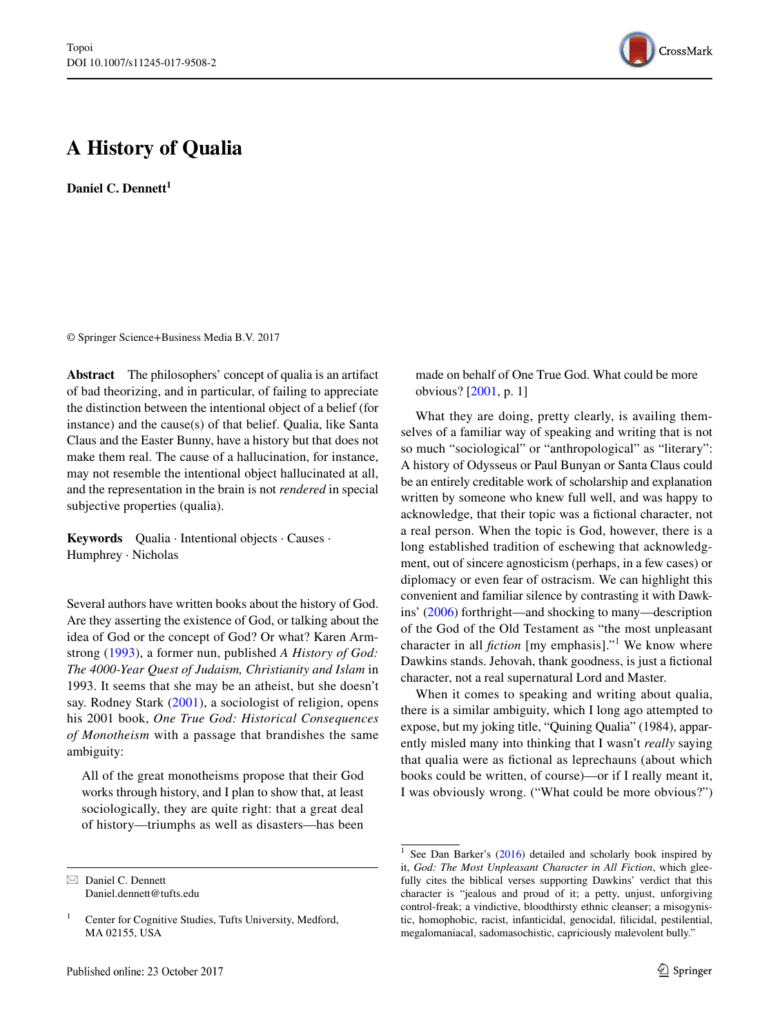# A History of Qualia

**Daniel C. Dennett**[1]

© Springer Science+Business Media B.V. 2017

**Abstract** The philosophers' concept of qualia is an artifact of bad theorizing, and in particular, of failing to appreciate the distinction between the intentional object of a belief (for instance) and the cause(s) of that belief. Qualia, like Santa Claus and the Easter Bunny, have a history but that does not make them real. The cause of a hallucination, for instance, may not resemble the intentional object hallucinated at all, and the representation in the brain is not *rendered* in special subjective properties (qualia).

**Keywords** Qualia · Intentional objects · Causes · Humphrey · Nicholas

Several authors have written books about the history of God. Are they asserting the existence of God, or talking about the idea of God or the concept of God? Or what? Karen Armstrong (1993), a former nun, published *A History of God: The 4000-Year Quest of Judaism, Christianity and Islam* in 1993. It seems that she may be an atheist, but she doesn't say. Rodney Stark (2001), a sociologist of religion, opens his 2001 book, *One True God: Historical Consequences of Monotheism* with a passage that brandishes the same ambiguity:

> All of the great monotheisms propose that their God works through history, and I plan to show that, at least sociologically, they are quite right: that a great deal of history—triumphs as well as disasters—has been made on behalf of One True God. What could be more obvious? [2001, p. 1]

What they are doing, pretty clearly, is availing themselves of a familiar way of speaking and writing that is not so much "sociological" or "anthropological" as "literary": A history of Odysseus or Paul Bunyan or Santa Claus could be an entirely creditable work of scholarship and explanation written by someone who knew full well, and was happy to acknowledge, that their topic was a fictional character, not a real person. When the topic is God, however, there is a long established tradition of eschewing that acknowledgment, out of sincere agnosticism (perhaps, in a few cases) or diplomacy or even fear of ostracism. We can highlight this convenient and familiar silence by contrasting it with Dawkins' (2006) forthright—and shocking to many—description of the God of the Old Testament as "the most unpleasant character in all *fiction* [my emphasis]."[1] We know where Dawkins stands. Jehovah, thank goodness, is just a fictional character, not a real supernatural Lord and Master.

When it comes to speaking and writing about qualia, there is a similar ambiguity, which I long ago attempted to expose, but my joking title, "Quining Qualia" (1984), apparently misled many into thinking that I wasn't *really* saying that qualia were as fictional as leprechauns (about which books could be written, of course)—or if I really meant it, I was obviously wrong. ("What could be more obvious?")

---

✉ Daniel C. Dennett
Daniel.dennett@tufts.edu

[1] Center for Cognitive Studies, Tufts University, Medford, MA 02155, USA

[1] See Dan Barker's (2016) detailed and scholarly book inspired by it, *God: The Most Unpleasant Character in All Fiction*, which gleefully cites the biblical verses supporting Dawkins' verdict that this character is "jealous and proud of it; a petty, unjust, unforgiving control-freak; a vindictive, bloodthirsty ethnic cleanser; a misogynistic, homophobic, racist, infanticidal, genocidal, filicidal, pestilential, megalomaniacal, sadomasochistic, capriciously malevolent bully."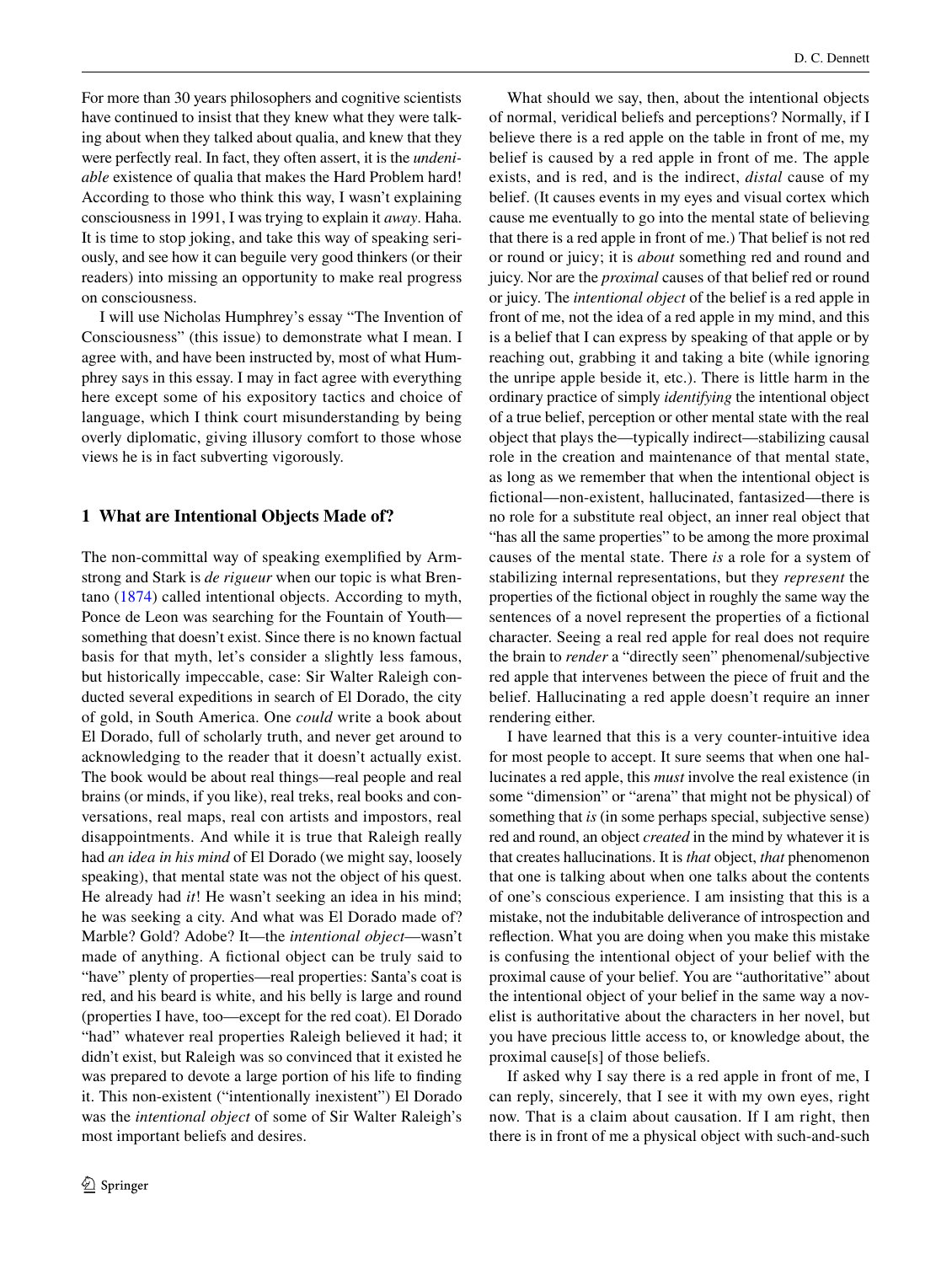For more than 30 years philosophers and cognitive scientists have continued to insist that they knew what they were talking about when they talked about qualia, and knew that they were perfectly real. In fact, they often assert, it is the *undeniable* existence of qualia that makes the Hard Problem hard! According to those who think this way, I wasn't explaining consciousness in 1991, I was trying to explain it *away*. Haha. It is time to stop joking, and take this way of speaking seriously, and see how it can beguile very good thinkers (or their readers) into missing an opportunity to make real progress on consciousness.

I will use Nicholas Humphrey's essay "The Invention of Consciousness" (this issue) to demonstrate what I mean. I agree with, and have been instructed by, most of what Humphrey says in this essay. I may in fact agree with everything here except some of his expository tactics and choice of language, which I think court misunderstanding by being overly diplomatic, giving illusory comfort to those whose views he is in fact subverting vigorously.

## 1 What are Intentional Objects Made of?

The non-committal way of speaking exemplified by Armstrong and Stark is *de rigueur* when our topic is what Brentano (1874) called intentional objects. According to myth, Ponce de Leon was searching for the Fountain of Youth—something that doesn't exist. Since there is no known factual basis for that myth, let's consider a slightly less famous, but historically impeccable, case: Sir Walter Raleigh conducted several expeditions in search of El Dorado, the city of gold, in South America. One *could* write a book about El Dorado, full of scholarly truth, and never get around to acknowledging to the reader that it doesn't actually exist. The book would be about real things—real people and real brains (or minds, if you like), real treks, real books and conversations, real maps, real con artists and impostors, real disappointments. And while it is true that Raleigh really had *an idea in his mind* of El Dorado (we might say, loosely speaking), that mental state was not the object of his quest. He already had *it*! He wasn't seeking an idea in his mind; he was seeking a city. And what was El Dorado made of? Marble? Gold? Adobe? It—the *intentional object*—wasn't made of anything. A fictional object can be truly said to "have" plenty of properties—real properties: Santa's coat is red, and his beard is white, and his belly is large and round (properties I have, too—except for the red coat). El Dorado "had" whatever real properties Raleigh believed it had; it didn't exist, but Raleigh was so convinced that it existed he was prepared to devote a large portion of his life to finding it. This non-existent ("intentionally inexistent") El Dorado was the *intentional object* of some of Sir Walter Raleigh's most important beliefs and desires.

What should we say, then, about the intentional objects of normal, veridical beliefs and perceptions? Normally, if I believe there is a red apple on the table in front of me, my belief is caused by a red apple in front of me. The apple exists, and is red, and is the indirect, *distal* cause of my belief. (It causes events in my eyes and visual cortex which cause me eventually to go into the mental state of believing that there is a red apple in front of me.) That belief is not red or round or juicy; it is *about* something red and round and juicy. Nor are the *proximal* causes of that belief red or round or juicy. The *intentional object* of the belief is a red apple in front of me, not the idea of a red apple in my mind, and this is a belief that I can express by speaking of that apple or by reaching out, grabbing it and taking a bite (while ignoring the unripe apple beside it, etc.). There is little harm in the ordinary practice of simply *identifying* the intentional object of a true belief, perception or other mental state with the real object that plays the—typically indirect—stabilizing causal role in the creation and maintenance of that mental state, as long as we remember that when the intentional object is fictional—non-existent, hallucinated, fantasized—there is no role for a substitute real object, an inner real object that "has all the same properties" to be among the more proximal causes of the mental state. There *is* a role for a system of stabilizing internal representations, but they *represent* the properties of the fictional object in roughly the same way the sentences of a novel represent the properties of a fictional character. Seeing a real red apple for real does not require the brain to *render* a "directly seen" phenomenal/subjective red apple that intervenes between the piece of fruit and the belief. Hallucinating a red apple doesn't require an inner rendering either.

I have learned that this is a very counter-intuitive idea for most people to accept. It sure seems that when one hallucinates a red apple, this *must* involve the real existence (in some "dimension" or "arena" that might not be physical) of something that *is* (in some perhaps special, subjective sense) red and round, an object *created* in the mind by whatever it is that creates hallucinations. It is *that* object, *that* phenomenon that one is talking about when one talks about the contents of one's conscious experience. I am insisting that this is a mistake, not the indubitable deliverance of introspection and reflection. What you are doing when you make this mistake is confusing the intentional object of your belief with the proximal cause of your belief. You are "authoritative" about the intentional object of your belief in the same way a novelist is authoritative about the characters in her novel, but you have precious little access to, or knowledge about, the proximal cause[s] of those beliefs.

If asked why I say there is a red apple in front of me, I can reply, sincerely, that I see it with my own eyes, right now. That is a claim about causation. If I am right, then there is in front of me a physical object with such-and-such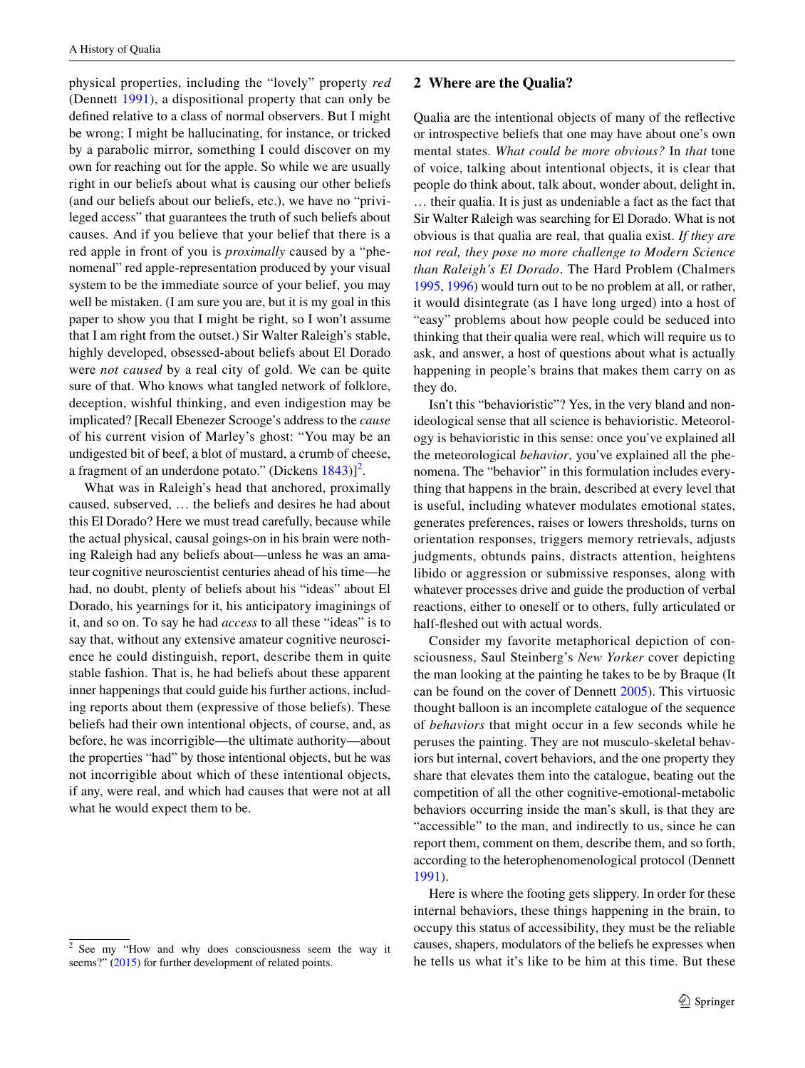physical properties, including the "lovely" property *red* (Dennett 1991), a dispositional property that can only be defined relative to a class of normal observers. But I might be wrong; I might be hallucinating, for instance, or tricked by a parabolic mirror, something I could discover on my own for reaching out for the apple. So while we are usually right in our beliefs about what is causing our other beliefs (and our beliefs about our beliefs, etc.), we have no "privileged access" that guarantees the truth of such beliefs about causes. And if you believe that your belief that there is a red apple in front of you is *proximally* caused by a "phenomenal" red apple-representation produced by your visual system to be the immediate source of your belief, you may well be mistaken. (I am sure you are, but it is my goal in this paper to show you that I might be right, so I won't assume that I am right from the outset.) Sir Walter Raleigh's stable, highly developed, obsessed-about beliefs about El Dorado were *not caused* by a real city of gold. We can be quite sure of that. Who knows what tangled network of folklore, deception, wishful thinking, and even indigestion may be implicated? [Recall Ebenezer Scrooge's address to the *cause* of his current vision of Marley's ghost: "You may be an undigested bit of beef, a blot of mustard, a crumb of cheese, a fragment of an underdone potato." (Dickens 1843)][2].

What was in Raleigh's head that anchored, proximally caused, subserved, … the beliefs and desires he had about this El Dorado? Here we must tread carefully, because while the actual physical, causal goings-on in his brain were nothing Raleigh had any beliefs about—unless he was an amateur cognitive neuroscientist centuries ahead of his time—he had, no doubt, plenty of beliefs about his "ideas" about El Dorado, his yearnings for it, his anticipatory imaginings of it, and so on. To say he had *access* to all these "ideas" is to say that, without any extensive amateur cognitive neuroscience he could distinguish, report, describe them in quite stable fashion. That is, he had beliefs about these apparent inner happenings that could guide his further actions, including reports about them (expressive of those beliefs). These beliefs had their own intentional objects, of course, and, as before, he was incorrigible—the ultimate authority—about the properties "had" by those intentional objects, but he was not incorrigible about which of these intentional objects, if any, were real, and which had causes that were not at all what he would expect them to be.

[2] See my "How and why does consciousness seem the way it seems?" (2015) for further development of related points.

## 2 Where are the Qualia?

Qualia are the intentional objects of many of the reflective or introspective beliefs that one may have about one's own mental states. *What could be more obvious?* In *that* tone of voice, talking about intentional objects, it is clear that people do think about, talk about, wonder about, delight in, … their qualia. It is just as undeniable a fact as the fact that Sir Walter Raleigh was searching for El Dorado. What is not obvious is that qualia are real, that qualia exist. *If they are not real, they pose no more challenge to Modern Science than Raleigh's El Dorado*. The Hard Problem (Chalmers 1995, 1996) would turn out to be no problem at all, or rather, it would disintegrate (as I have long urged) into a host of "easy" problems about how people could be seduced into thinking that their qualia were real, which will require us to ask, and answer, a host of questions about what is actually happening in people's brains that makes them carry on as they do.

Isn't this "behavioristic"? Yes, in the very bland and non-ideological sense that all science is behavioristic. Meteorology is behavioristic in this sense: once you've explained all the meteorological *behavior*, you've explained all the phenomena. The "behavior" in this formulation includes everything that happens in the brain, described at every level that is useful, including whatever modulates emotional states, generates preferences, raises or lowers thresholds, turns on orientation responses, triggers memory retrievals, adjusts judgments, obtunds pains, distracts attention, heightens libido or aggression or submissive responses, along with whatever processes drive and guide the production of verbal reactions, either to oneself or to others, fully articulated or half-fleshed out with actual words.

Consider my favorite metaphorical depiction of consciousness, Saul Steinberg's *New Yorker* cover depicting the man looking at the painting he takes to be by Braque (It can be found on the cover of Dennett 2005). This virtuosic thought balloon is an incomplete catalogue of the sequence of *behaviors* that might occur in a few seconds while he peruses the painting. They are not musculo-skeletal behaviors but internal, covert behaviors, and the one property they share that elevates them into the catalogue, beating out the competition of all the other cognitive-emotional-metabolic behaviors occurring inside the man's skull, is that they are "accessible" to the man, and indirectly to us, since he can report them, comment on them, describe them, and so forth, according to the heterophenomenological protocol (Dennett 1991).

Here is where the footing gets slippery. In order for these internal behaviors, these things happening in the brain, to occupy this status of accessibility, they must be the reliable causes, shapers, modulators of the beliefs he expresses when he tells us what it's like to be him at this time. But these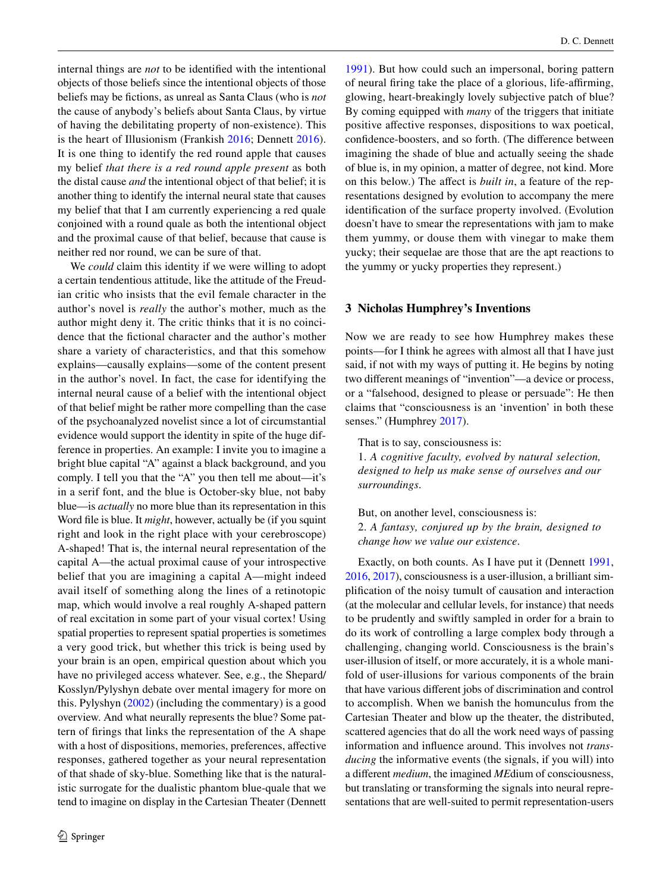internal things are *not* to be identified with the intentional objects of those beliefs since the intentional objects of those beliefs may be fictions, as unreal as Santa Claus (who is *not* the cause of anybody's beliefs about Santa Claus, by virtue of having the debilitating property of non-existence). This is the heart of Illusionism (Frankish 2016; Dennett 2016). It is one thing to identify the red round apple that causes my belief *that there is a red round apple present* as both the distal cause *and* the intentional object of that belief; it is another thing to identify the internal neural state that causes my belief that that I am currently experiencing a red quale conjoined with a round quale as both the intentional object and the proximal cause of that belief, because that cause is neither red nor round, we can be sure of that.

We *could* claim this identity if we were willing to adopt a certain tendentious attitude, like the attitude of the Freudian critic who insists that the evil female character in the author's novel is *really* the author's mother, much as the author might deny it. The critic thinks that it is no coincidence that the fictional character and the author's mother share a variety of characteristics, and that this somehow explains—causally explains—some of the content present in the author's novel. In fact, the case for identifying the internal neural cause of a belief with the intentional object of that belief might be rather more compelling than the case of the psychoanalyzed novelist since a lot of circumstantial evidence would support the identity in spite of the huge difference in properties. An example: I invite you to imagine a bright blue capital "A" against a black background, and you comply. I tell you that the "A" you then tell me about—it's in a serif font, and the blue is October-sky blue, not baby blue—is *actually* no more blue than its representation in this Word file is blue. It *might*, however, actually be (if you squint right and look in the right place with your cerebroscope) A-shaped! That is, the internal neural representation of the capital A—the actual proximal cause of your introspective belief that you are imagining a capital A—might indeed avail itself of something along the lines of a retinotopic map, which would involve a real roughly A-shaped pattern of real excitation in some part of your visual cortex! Using spatial properties to represent spatial properties is sometimes a very good trick, but whether this trick is being used by your brain is an open, empirical question about which you have no privileged access whatever. See, e.g., the Shepard/Kosslyn/Pylyshyn debate over mental imagery for more on this. Pylyshyn (2002) (including the commentary) is a good overview. And what neurally represents the blue? Some pattern of firings that links the representation of the A shape with a host of dispositions, memories, preferences, affective responses, gathered together as your neural representation of that shade of sky-blue. Something like that is the naturalistic surrogate for the dualistic phantom blue-quale that we tend to imagine on display in the Cartesian Theater (Dennett 1991). But how could such an impersonal, boring pattern of neural firing take the place of a glorious, life-affirming, glowing, heart-breakingly lovely subjective patch of blue? By coming equipped with *many* of the triggers that initiate positive affective responses, dispositions to wax poetical, confidence-boosters, and so forth. (The difference between imagining the shade of blue and actually seeing the shade of blue is, in my opinion, a matter of degree, not kind. More on this below.) The affect is *built in*, a feature of the representations designed by evolution to accompany the mere identification of the surface property involved. (Evolution doesn't have to smear the representations with jam to make them yummy, or douse them with vinegar to make them yucky; their sequelae are those that are the apt reactions to the yummy or yucky properties they represent.)

## 3 Nicholas Humphrey's Inventions

Now we are ready to see how Humphrey makes these points—for I think he agrees with almost all that I have just said, if not with my ways of putting it. He begins by noting two different meanings of "invention"—a device or process, or a "falsehood, designed to please or persuade": He then claims that "consciousness is an 'invention' in both these senses." (Humphrey 2017).

> That is to say, consciousness is:
> 1. *A cognitive faculty, evolved by natural selection, designed to help us make sense of ourselves and our surroundings.*
>
> But, on another level, consciousness is:
> 2. *A fantasy, conjured up by the brain, designed to change how we value our existence.*

Exactly, on both counts. As I have put it (Dennett 1991, 2016, 2017), consciousness is a user-illusion, a brilliant simplification of the noisy tumult of causation and interaction (at the molecular and cellular levels, for instance) that needs to be prudently and swiftly sampled in order for a brain to do its work of controlling a large complex body through a challenging, changing world. Consciousness is the brain's user-illusion of itself, or more accurately, it is a whole manifold of user-illusions for various components of the brain that have various different jobs of discrimination and control to accomplish. When we banish the homunculus from the Cartesian Theater and blow up the theater, the distributed, scattered agencies that do all the work need ways of passing information and influence around. This involves not *transducing* the informative events (the signals, if you will) into a different *medium*, the imagined *ME*dium of consciousness, but translating or transforming the signals into neural representations that are well-suited to permit representation-users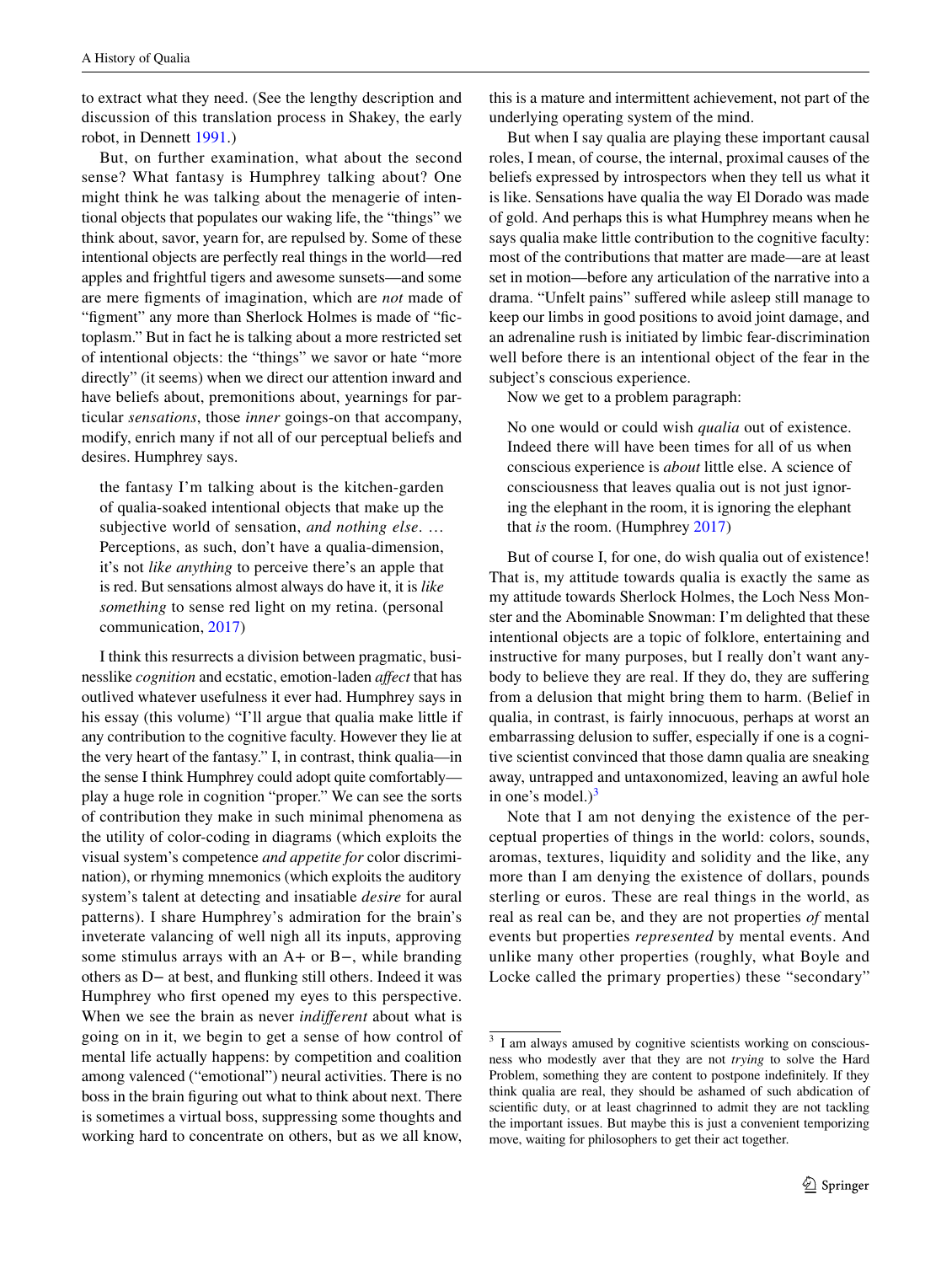to extract what they need. (See the lengthy description and discussion of this translation process in Shakey, the early robot, in Dennett 1991.)

But, on further examination, what about the second sense? What fantasy is Humphrey talking about? One might think he was talking about the menagerie of intentional objects that populates our waking life, the "things" we think about, savor, yearn for, are repulsed by. Some of these intentional objects are perfectly real things in the world—red apples and frightful tigers and awesome sunsets—and some are mere figments of imagination, which are *not* made of "figment" any more than Sherlock Holmes is made of "fictoplasm." But in fact he is talking about a more restricted set of intentional objects: the "things" we savor or hate "more directly" (it seems) when we direct our attention inward and have beliefs about, premonitions about, yearnings for particular *sensations*, those *inner* goings-on that accompany, modify, enrich many if not all of our perceptual beliefs and desires. Humphrey says.

> the fantasy I'm talking about is the kitchen-garden of qualia-soaked intentional objects that make up the subjective world of sensation, *and nothing else*. … Perceptions, as such, don't have a qualia-dimension, it's not *like anything* to perceive there's an apple that is red. But sensations almost always do have it, it is *like something* to sense red light on my retina. (personal communication, 2017)

I think this resurrects a division between pragmatic, businesslike *cognition* and ecstatic, emotion-laden *affect* that has outlived whatever usefulness it ever had. Humphrey says in his essay (this volume) "I'll argue that qualia make little if any contribution to the cognitive faculty. However they lie at the very heart of the fantasy." I, in contrast, think qualia—in the sense I think Humphrey could adopt quite comfortably—play a huge role in cognition "proper." We can see the sorts of contribution they make in such minimal phenomena as the utility of color-coding in diagrams (which exploits the visual system's competence *and appetite for* color discrimination), or rhyming mnemonics (which exploits the auditory system's talent at detecting and insatiable *desire* for aural patterns). I share Humphrey's admiration for the brain's inveterate valancing of well nigh all its inputs, approving some stimulus arrays with an A+ or B−, while branding others as D− at best, and flunking still others. Indeed it was Humphrey who first opened my eyes to this perspective. When we see the brain as never *indifferent* about what is going on in it, we begin to get a sense of how control of mental life actually happens: by competition and coalition among valenced ("emotional") neural activities. There is no boss in the brain figuring out what to think about next. There is sometimes a virtual boss, suppressing some thoughts and working hard to concentrate on others, but as we all know, this is a mature and intermittent achievement, not part of the underlying operating system of the mind.

But when I say qualia are playing these important causal roles, I mean, of course, the internal, proximal causes of the beliefs expressed by introspectors when they tell us what it is like. Sensations have qualia the way El Dorado was made of gold. And perhaps this is what Humphrey means when he says qualia make little contribution to the cognitive faculty: most of the contributions that matter are made—are at least set in motion—before any articulation of the narrative into a drama. "Unfelt pains" suffered while asleep still manage to keep our limbs in good positions to avoid joint damage, and an adrenaline rush is initiated by limbic fear-discrimination well before there is an intentional object of the fear in the subject's conscious experience.

Now we get to a problem paragraph:

> No one would or could wish *qualia* out of existence. Indeed there will have been times for all of us when conscious experience is *about* little else. A science of consciousness that leaves qualia out is not just ignoring the elephant in the room, it is ignoring the elephant that *is* the room. (Humphrey 2017)

But of course I, for one, do wish qualia out of existence! That is, my attitude towards qualia is exactly the same as my attitude towards Sherlock Holmes, the Loch Ness Monster and the Abominable Snowman: I'm delighted that these intentional objects are a topic of folklore, entertaining and instructive for many purposes, but I really don't want anybody to believe they are real. If they do, they are suffering from a delusion that might bring them to harm. (Belief in qualia, in contrast, is fairly innocuous, perhaps at worst an embarrassing delusion to suffer, especially if one is a cognitive scientist convinced that those damn qualia are sneaking away, untrapped and untaxonomized, leaving an awful hole in one's model.)[3]

Note that I am not denying the existence of the perceptual properties of things in the world: colors, sounds, aromas, textures, liquidity and solidity and the like, any more than I am denying the existence of dollars, pounds sterling or euros. These are real things in the world, as real as real can be, and they are not properties *of* mental events but properties *represented* by mental events. And unlike many other properties (roughly, what Boyle and Locke called the primary properties) these "secondary"

---

[3] I am always amused by cognitive scientists working on consciousness who modestly aver that they are not *trying* to solve the Hard Problem, something they are content to postpone indefinitely. If they think qualia are real, they should be ashamed of such abdication of scientific duty, or at least chagrinned to admit they are not tackling the important issues. But maybe this is just a convenient temporizing move, waiting for philosophers to get their act together.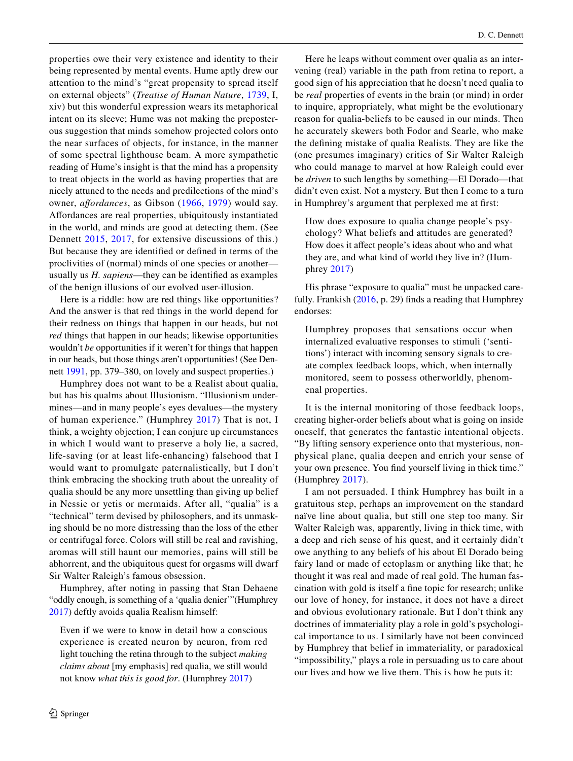properties owe their very existence and identity to their being represented by mental events. Hume aptly drew our attention to the mind's "great propensity to spread itself on external objects" (*Treatise of Human Nature*, 1739, I, xiv) but this wonderful expression wears its metaphorical intent on its sleeve; Hume was not making the preposterous suggestion that minds somehow projected colors onto the near surfaces of objects, for instance, in the manner of some spectral lighthouse beam. A more sympathetic reading of Hume's insight is that the mind has a propensity to treat objects in the world as having properties that are nicely attuned to the needs and predilections of the mind's owner, *affordances*, as Gibson (1966, 1979) would say. Affordances are real properties, ubiquitously instantiated in the world, and minds are good at detecting them. (See Dennett 2015, 2017, for extensive discussions of this.) But because they are identified or defined in terms of the proclivities of (normal) minds of one species or another—usually us *H. sapiens*—they can be identified as examples of the benign illusions of our evolved user-illusion.

Here is a riddle: how are red things like opportunities? And the answer is that red things in the world depend for their redness on things that happen in our heads, but not *red* things that happen in our heads; likewise opportunities wouldn't *be* opportunities if it weren't for things that happen in our heads, but those things aren't opportunities! (See Dennett 1991, pp. 379–380, on lovely and suspect properties.)

Humphrey does not want to be a Realist about qualia, but has his qualms about Illusionism. "Illusionism undermines—and in many people's eyes devalues—the mystery of human experience." (Humphrey 2017) That is not, I think, a weighty objection; I can conjure up circumstances in which I would want to preserve a holy lie, a sacred, life-saving (or at least life-enhancing) falsehood that I would want to promulgate paternalistically, but I don't think embracing the shocking truth about the unreality of qualia should be any more unsettling than giving up belief in Nessie or yetis or mermaids. After all, "qualia" is a "technical" term devised by philosophers, and its unmasking should be no more distressing than the loss of the ether or centrifugal force. Colors will still be real and ravishing, aromas will still haunt our memories, pains will still be abhorrent, and the ubiquitous quest for orgasms will dwarf Sir Walter Raleigh's famous obsession.

Humphrey, after noting in passing that Stan Dehaene "oddly enough, is something of a 'qualia denier'"(Humphrey 2017) deftly avoids qualia Realism himself:

> Even if we were to know in detail how a conscious experience is created neuron by neuron, from red light touching the retina through to the subject *making claims about* [my emphasis] red qualia, we still would not know *what this is good for*. (Humphrey 2017)

Here he leaps without comment over qualia as an intervening (real) variable in the path from retina to report, a good sign of his appreciation that he doesn't need qualia to be *real* properties of events in the brain (or mind) in order to inquire, appropriately, what might be the evolutionary reason for qualia-beliefs to be caused in our minds. Then he accurately skewers both Fodor and Searle, who make the defining mistake of qualia Realists. They are like the (one presumes imaginary) critics of Sir Walter Raleigh who could manage to marvel at how Raleigh could ever be *driven* to such lengths by something—El Dorado—that didn't even exist. Not a mystery. But then I come to a turn in Humphrey's argument that perplexed me at first:

> How does exposure to qualia change people's psychology? What beliefs and attitudes are generated? How does it affect people's ideas about who and what they are, and what kind of world they live in? (Humphrey 2017)

His phrase "exposure to qualia" must be unpacked carefully. Frankish (2016, p. 29) finds a reading that Humphrey endorses:

> Humphrey proposes that sensations occur when internalized evaluative responses to stimuli ('sentitions') interact with incoming sensory signals to create complex feedback loops, which, when internally monitored, seem to possess otherworldly, phenomenal properties.

It is the internal monitoring of those feedback loops, creating higher-order beliefs about what is going on inside oneself, that generates the fantastic intentional objects. "By lifting sensory experience onto that mysterious, non-physical plane, qualia deepen and enrich your sense of your own presence. You find yourself living in thick time." (Humphrey 2017).

I am not persuaded. I think Humphrey has built in a gratuitous step, perhaps an improvement on the standard naïve line about qualia, but still one step too many. Sir Walter Raleigh was, apparently, living in thick time, with a deep and rich sense of his quest, and it certainly didn't owe anything to any beliefs of his about El Dorado being fairy land or made of ectoplasm or anything like that; he thought it was real and made of real gold. The human fascination with gold is itself a fine topic for research; unlike our love of honey, for instance, it does not have a direct and obvious evolutionary rationale. But I don't think any doctrines of immateriality play a role in gold's psychological importance to us. I similarly have not been convinced by Humphrey that belief in immateriality, or paradoxical "impossibility," plays a role in persuading us to care about our lives and how we live them. This is how he puts it: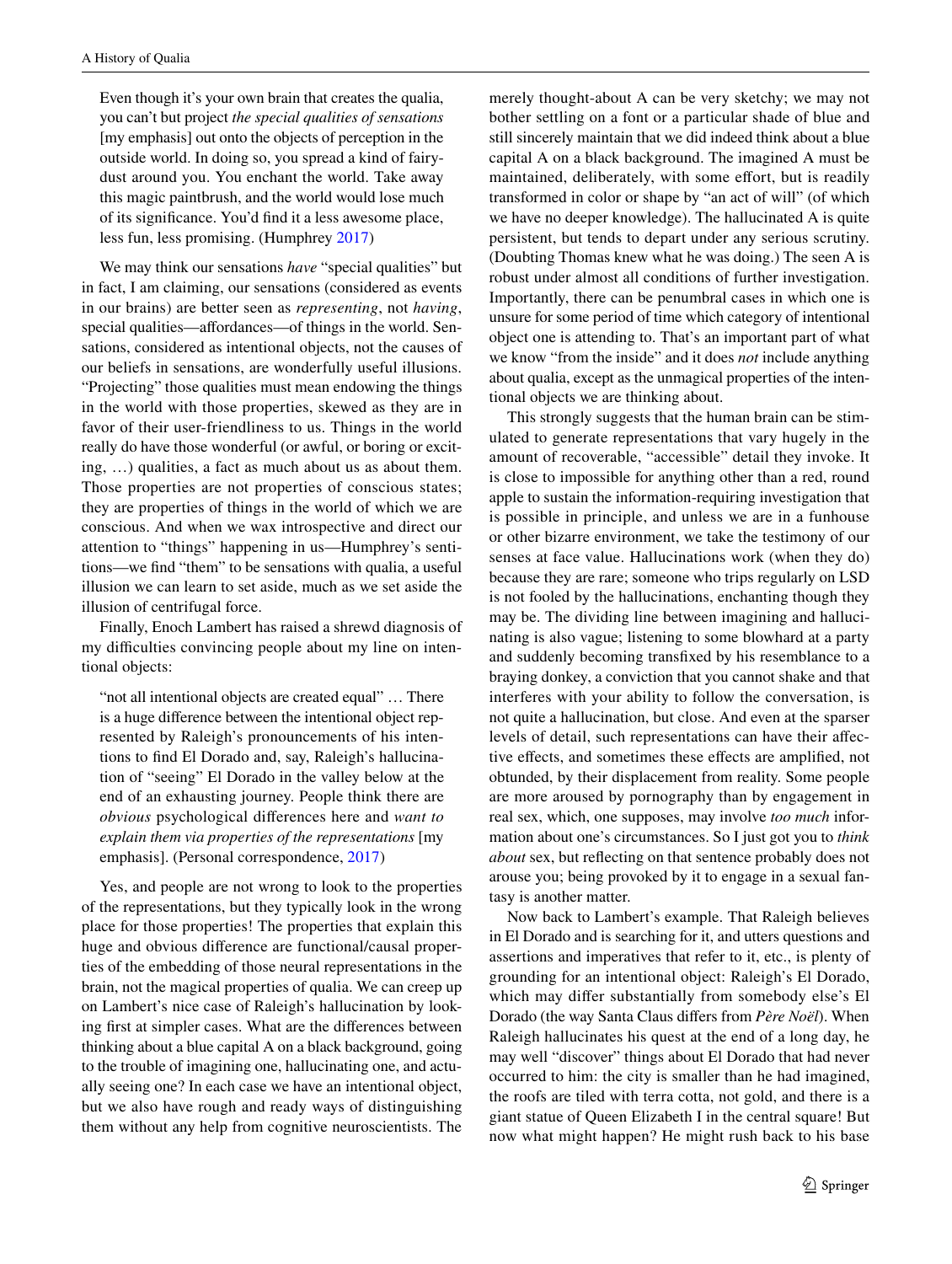> Even though it's your own brain that creates the qualia, you can't but project *the special qualities of sensations* [my emphasis] out onto the objects of perception in the outside world. In doing so, you spread a kind of fairy-dust around you. You enchant the world. Take away this magic paintbrush, and the world would lose much of its significance. You'd find it a less awesome place, less fun, less promising. (Humphrey 2017)

We may think our sensations *have* "special qualities" but in fact, I am claiming, our sensations (considered as events in our brains) are better seen as *representing*, not *having*, special qualities—affordances—of things in the world. Sensations, considered as intentional objects, not the causes of our beliefs in sensations, are wonderfully useful illusions. "Projecting" those qualities must mean endowing the things in the world with those properties, skewed as they are in favor of their user-friendliness to us. Things in the world really do have those wonderful (or awful, or boring or exciting, …) qualities, a fact as much about us as about them. Those properties are not properties of conscious states; they are properties of things in the world of which we are conscious. And when we wax introspective and direct our attention to "things" happening in us—Humphrey's sentitions—we find "them" to be sensations with qualia, a useful illusion we can learn to set aside, much as we set aside the illusion of centrifugal force.

Finally, Enoch Lambert has raised a shrewd diagnosis of my difficulties convincing people about my line on intentional objects:

> "not all intentional objects are created equal" … There is a huge difference between the intentional object represented by Raleigh's pronouncements of his intentions to find El Dorado and, say, Raleigh's hallucination of "seeing" El Dorado in the valley below at the end of an exhausting journey. People think there are *obvious* psychological differences here and *want to explain them via properties of the representations* [my emphasis]. (Personal correspondence, 2017)

Yes, and people are not wrong to look to the properties of the representations, but they typically look in the wrong place for those properties! The properties that explain this huge and obvious difference are functional/causal properties of the embedding of those neural representations in the brain, not the magical properties of qualia. We can creep up on Lambert's nice case of Raleigh's hallucination by looking first at simpler cases. What are the differences between thinking about a blue capital A on a black background, going to the trouble of imagining one, hallucinating one, and actually seeing one? In each case we have an intentional object, but we also have rough and ready ways of distinguishing them without any help from cognitive neuroscientists. The merely thought-about A can be very sketchy; we may not bother settling on a font or a particular shade of blue and still sincerely maintain that we did indeed think about a blue capital A on a black background. The imagined A must be maintained, deliberately, with some effort, but is readily transformed in color or shape by "an act of will" (of which we have no deeper knowledge). The hallucinated A is quite persistent, but tends to depart under any serious scrutiny. (Doubting Thomas knew what he was doing.) The seen A is robust under almost all conditions of further investigation. Importantly, there can be penumbral cases in which one is unsure for some period of time which category of intentional object one is attending to. That's an important part of what we know "from the inside" and it does *not* include anything about qualia, except as the unmagical properties of the intentional objects we are thinking about.

This strongly suggests that the human brain can be stimulated to generate representations that vary hugely in the amount of recoverable, "accessible" detail they invoke. It is close to impossible for anything other than a red, round apple to sustain the information-requiring investigation that is possible in principle, and unless we are in a funhouse or other bizarre environment, we take the testimony of our senses at face value. Hallucinations work (when they do) because they are rare; someone who trips regularly on LSD is not fooled by the hallucinations, enchanting though they may be. The dividing line between imagining and hallucinating is also vague; listening to some blowhard at a party and suddenly becoming transfixed by his resemblance to a braying donkey, a conviction that you cannot shake and that interferes with your ability to follow the conversation, is not quite a hallucination, but close. And even at the sparser levels of detail, such representations can have their affective effects, and sometimes these effects are amplified, not obtunded, by their displacement from reality. Some people are more aroused by pornography than by engagement in real sex, which, one supposes, may involve *too much* information about one's circumstances. So I just got you to *think about* sex, but reflecting on that sentence probably does not arouse you; being provoked by it to engage in a sexual fantasy is another matter.

Now back to Lambert's example. That Raleigh believes in El Dorado and is searching for it, and utters questions and assertions and imperatives that refer to it, etc., is plenty of grounding for an intentional object: Raleigh's El Dorado, which may differ substantially from somebody else's El Dorado (the way Santa Claus differs from *Père Noël*). When Raleigh hallucinates his quest at the end of a long day, he may well "discover" things about El Dorado that had never occurred to him: the city is smaller than he had imagined, the roofs are tiled with terra cotta, not gold, and there is a giant statue of Queen Elizabeth I in the central square! But now what might happen? He might rush back to his base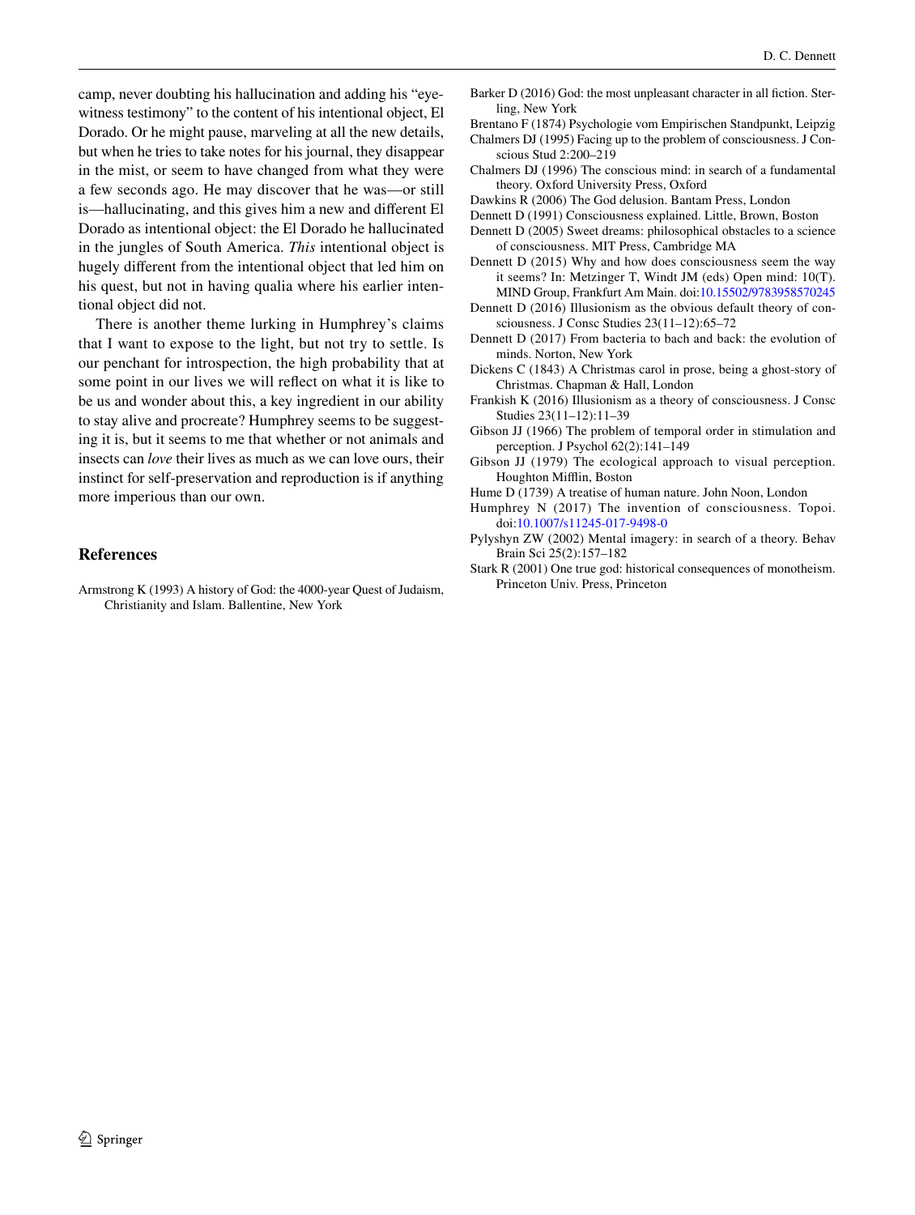camp, never doubting his hallucination and adding his "eyewitness testimony" to the content of his intentional object, El Dorado. Or he might pause, marveling at all the new details, but when he tries to take notes for his journal, they disappear in the mist, or seem to have changed from what they were a few seconds ago. He may discover that he was—or still is—hallucinating, and this gives him a new and different El Dorado as intentional object: the El Dorado he hallucinated in the jungles of South America. *This* intentional object is hugely different from the intentional object that led him on his quest, but not in having qualia where his earlier intentional object did not.

There is another theme lurking in Humphrey's claims that I want to expose to the light, but not try to settle. Is our penchant for introspection, the high probability that at some point in our lives we will reflect on what it is like to be us and wonder about this, a key ingredient in our ability to stay alive and procreate? Humphrey seems to be suggesting it is, but it seems to me that whether or not animals and insects can *love* their lives as much as we can love ours, their instinct for self-preservation and reproduction is if anything more imperious than our own.

## References

Armstrong K (1993) A history of God: the 4000-year Quest of Judaism, Christianity and Islam. Ballentine, New York

Barker D (2016) God: the most unpleasant character in all fiction. Sterling, New York

Brentano F (1874) Psychologie vom Empirischen Standpunkt, Leipzig

Chalmers DJ (1995) Facing up to the problem of consciousness. J Conscious Stud 2:200–219

Chalmers DJ (1996) The conscious mind: in search of a fundamental theory. Oxford University Press, Oxford

Dawkins R (2006) The God delusion. Bantam Press, London

Dennett D (1991) Consciousness explained. Little, Brown, Boston

Dennett D (2005) Sweet dreams: philosophical obstacles to a science of consciousness. MIT Press, Cambridge MA

Dennett D (2015) Why and how does consciousness seem the way it seems? In: Metzinger T, Windt JM (eds) Open mind: 10(T). MIND Group, Frankfurt Am Main. doi:10.15502/9783958570245

Dennett D (2016) Illusionism as the obvious default theory of consciousness. J Consc Studies 23(11–12):65–72

Dennett D (2017) From bacteria to bach and back: the evolution of minds. Norton, New York

Dickens C (1843) A Christmas carol in prose, being a ghost-story of Christmas. Chapman & Hall, London

Frankish K (2016) Illusionism as a theory of consciousness. J Consc Studies 23(11–12):11–39

Gibson JJ (1966) The problem of temporal order in stimulation and perception. J Psychol 62(2):141–149

Gibson JJ (1979) The ecological approach to visual perception. Houghton Mifflin, Boston

Hume D (1739) A treatise of human nature. John Noon, London

Humphrey N (2017) The invention of consciousness. Topoi. doi:10.1007/s11245-017-9498-0

Pylyshyn ZW (2002) Mental imagery: in search of a theory. Behav Brain Sci 25(2):157–182

Stark R (2001) One true god: historical consequences of monotheism. Princeton Univ. Press, Princeton